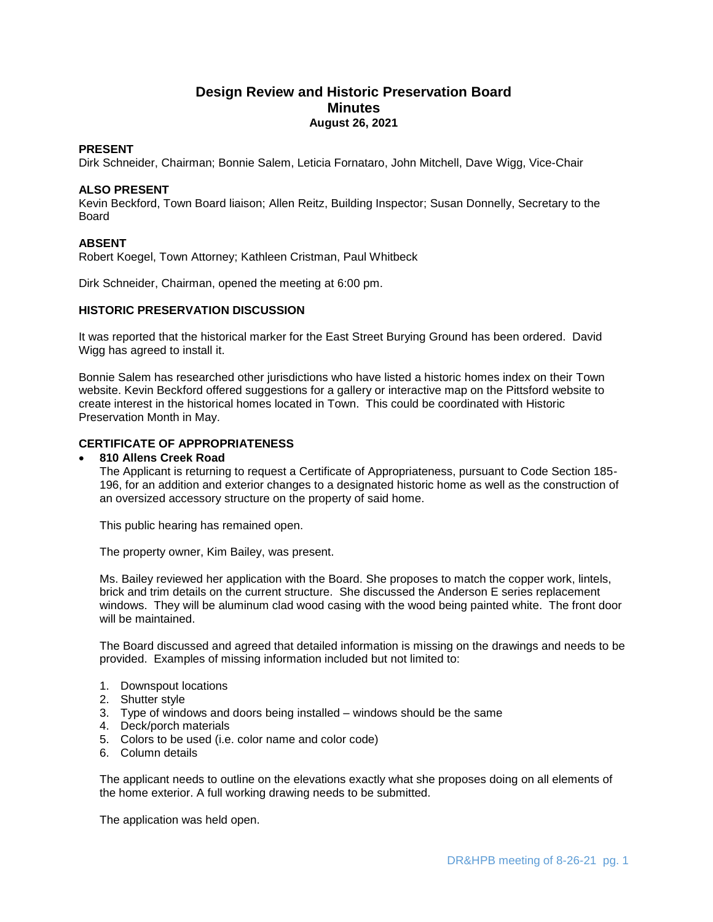# Design Review and Historic Preservation Board
## Minutes
### August 26, 2021

**PRESENT**

Dirk Schneider, Chairman; Bonnie Salem, Leticia Fornataro, John Mitchell, Dave Wigg, Vice-Chair

**ALSO PRESENT**

Kevin Beckford, Town Board liaison; Allen Reitz, Building Inspector; Susan Donnelly, Secretary to the Board

**ABSENT**

Robert Koegel, Town Attorney; Kathleen Cristman, Paul Whitbeck

Dirk Schneider, Chairman, opened the meeting at 6:00 pm.

**HISTORIC PRESERVATION DISCUSSION**

It was reported that the historical marker for the East Street Burying Ground has been ordered. David Wigg has agreed to install it.

Bonnie Salem has researched other jurisdictions who have listed a historic homes index on their Town website. Kevin Beckford offered suggestions for a gallery or interactive map on the Pittsford website to create interest in the historical homes located in Town. This could be coordinated with Historic Preservation Month in May.

**CERTIFICATE OF APPROPRIATENESS**

- **810 Allens Creek Road**

  The Applicant is returning to request a Certificate of Appropriateness, pursuant to Code Section 185-196, for an addition and exterior changes to a designated historic home as well as the construction of an oversized accessory structure on the property of said home.

  This public hearing has remained open.

  The property owner, Kim Bailey, was present.

  Ms. Bailey reviewed her application with the Board. She proposes to match the copper work, lintels, brick and trim details on the current structure. She discussed the Anderson E series replacement windows. They will be aluminum clad wood casing with the wood being painted white. The front door will be maintained.

  The Board discussed and agreed that detailed information is missing on the drawings and needs to be provided. Examples of missing information included but not limited to:

  1. Downspout locations
  2. Shutter style
  3. Type of windows and doors being installed – windows should be the same
  4. Deck/porch materials
  5. Colors to be used (i.e. color name and color code)
  6. Column details

  The applicant needs to outline on the elevations exactly what she proposes doing on all elements of the home exterior. A full working drawing needs to be submitted.

  The application was held open.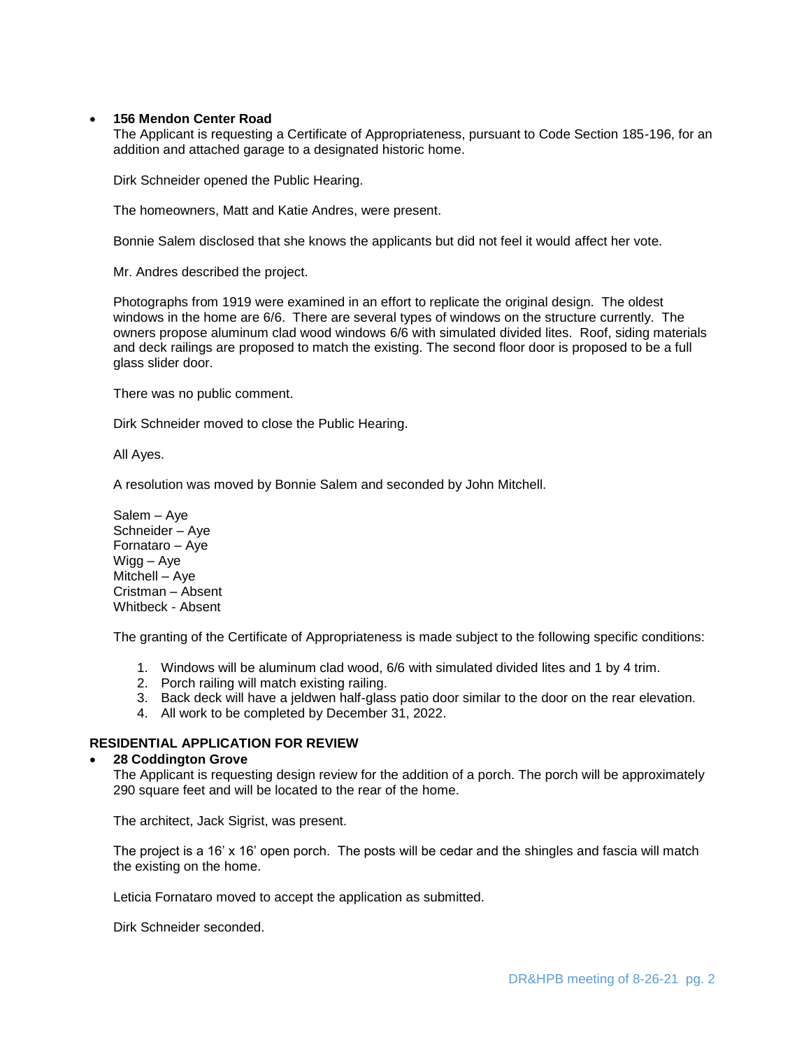- **156 Mendon Center Road**

  The Applicant is requesting a Certificate of Appropriateness, pursuant to Code Section 185-196, for an addition and attached garage to a designated historic home.

  Dirk Schneider opened the Public Hearing.

  The homeowners, Matt and Katie Andres, were present.

  Bonnie Salem disclosed that she knows the applicants but did not feel it would affect her vote.

  Mr. Andres described the project.

  Photographs from 1919 were examined in an effort to replicate the original design. The oldest windows in the home are 6/6. There are several types of windows on the structure currently. The owners propose aluminum clad wood windows 6/6 with simulated divided lites. Roof, siding materials and deck railings are proposed to match the existing. The second floor door is proposed to be a full glass slider door.

  There was no public comment.

  Dirk Schneider moved to close the Public Hearing.

  All Ayes.

  A resolution was moved by Bonnie Salem and seconded by John Mitchell.

  Salem – Aye
  Schneider – Aye
  Fornataro – Aye
  Wigg – Aye
  Mitchell – Aye
  Cristman – Absent
  Whitbeck - Absent

  The granting of the Certificate of Appropriateness is made subject to the following specific conditions:

  1. Windows will be aluminum clad wood, 6/6 with simulated divided lites and 1 by 4 trim.
  2. Porch railing will match existing railing.
  3. Back deck will have a jeldwen half-glass patio door similar to the door on the rear elevation.
  4. All work to be completed by December 31, 2022.

**RESIDENTIAL APPLICATION FOR REVIEW**

- **28 Coddington Grove**

  The Applicant is requesting design review for the addition of a porch. The porch will be approximately 290 square feet and will be located to the rear of the home.

  The architect, Jack Sigrist, was present.

  The project is a 16' x 16' open porch. The posts will be cedar and the shingles and fascia will match the existing on the home.

  Leticia Fornataro moved to accept the application as submitted.

  Dirk Schneider seconded.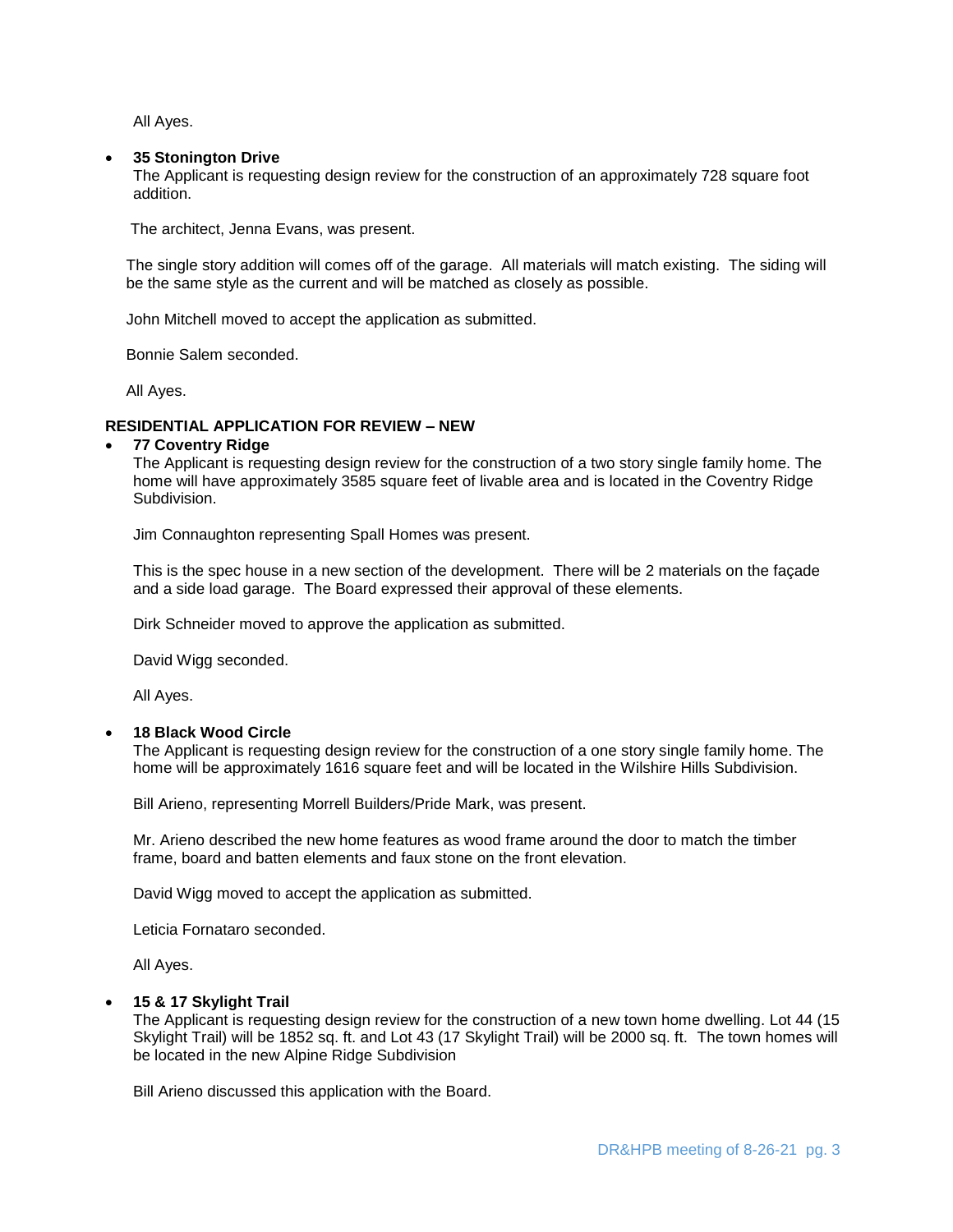All Ayes.

- **35 Stonington Drive**
  The Applicant is requesting design review for the construction of an approximately 728 square foot addition.

  The architect, Jenna Evans, was present.

  The single story addition will comes off of the garage. All materials will match existing. The siding will be the same style as the current and will be matched as closely as possible.

  John Mitchell moved to accept the application as submitted.

  Bonnie Salem seconded.

  All Ayes.

**RESIDENTIAL APPLICATION FOR REVIEW – NEW**

- **77 Coventry Ridge**
  The Applicant is requesting design review for the construction of a two story single family home. The home will have approximately 3585 square feet of livable area and is located in the Coventry Ridge Subdivision.

  Jim Connaughton representing Spall Homes was present.

  This is the spec house in a new section of the development. There will be 2 materials on the façade and a side load garage. The Board expressed their approval of these elements.

  Dirk Schneider moved to approve the application as submitted.

  David Wigg seconded.

  All Ayes.

- **18 Black Wood Circle**
  The Applicant is requesting design review for the construction of a one story single family home. The home will be approximately 1616 square feet and will be located in the Wilshire Hills Subdivision.

  Bill Arieno, representing Morrell Builders/Pride Mark, was present.

  Mr. Arieno described the new home features as wood frame around the door to match the timber frame, board and batten elements and faux stone on the front elevation.

  David Wigg moved to accept the application as submitted.

  Leticia Fornataro seconded.

  All Ayes.

- **15 & 17 Skylight Trail**
  The Applicant is requesting design review for the construction of a new town home dwelling. Lot 44 (15 Skylight Trail) will be 1852 sq. ft. and Lot 43 (17 Skylight Trail) will be 2000 sq. ft. The town homes will be located in the new Alpine Ridge Subdivision

  Bill Arieno discussed this application with the Board.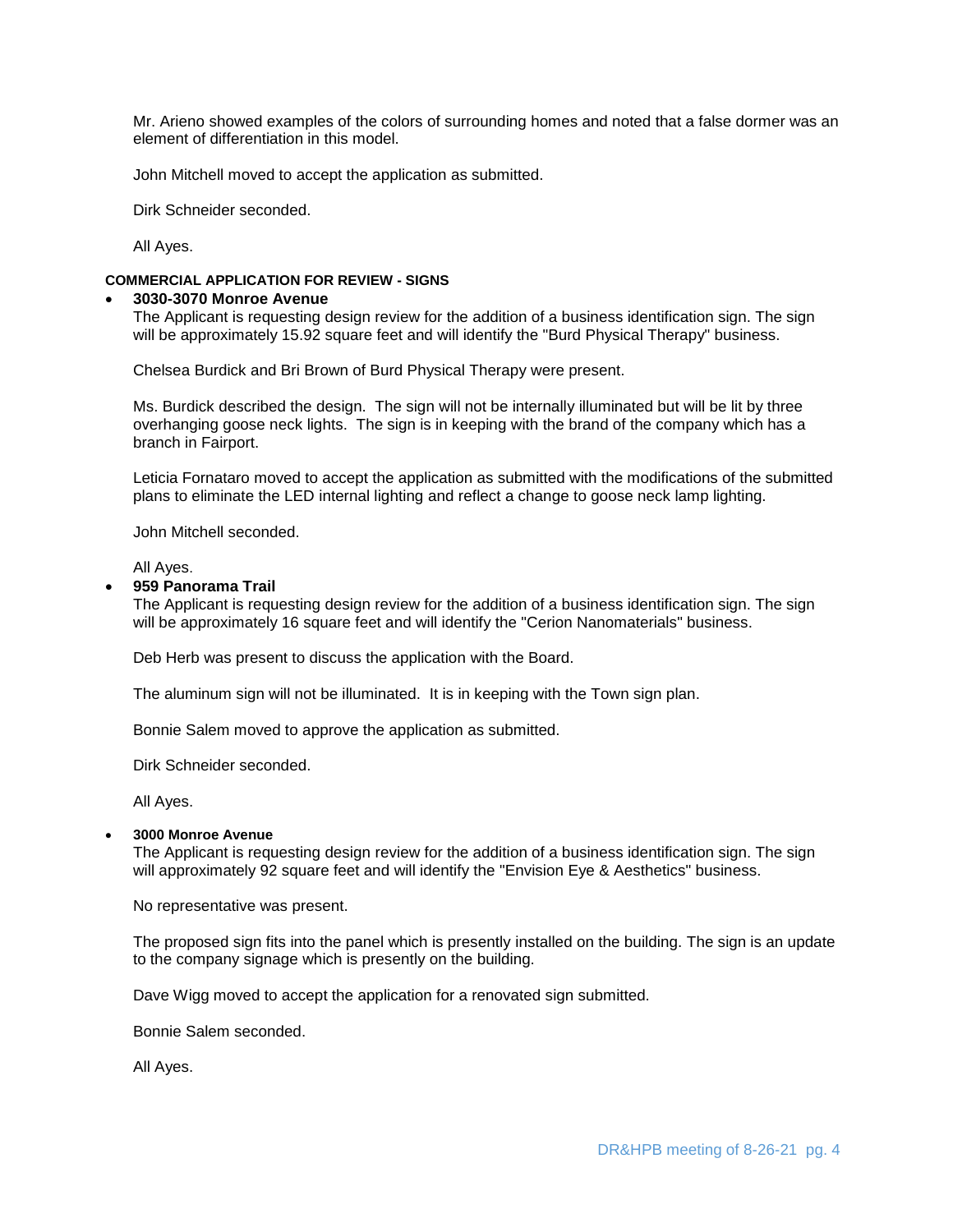Mr. Arieno showed examples of the colors of surrounding homes and noted that a false dormer was an element of differentiation in this model.

John Mitchell moved to accept the application as submitted.

Dirk Schneider seconded.

All Ayes.

**COMMERCIAL APPLICATION FOR REVIEW - SIGNS**

- **3030-3070 Monroe Avenue**

  The Applicant is requesting design review for the addition of a business identification sign. The sign will be approximately 15.92 square feet and will identify the "Burd Physical Therapy" business.

  Chelsea Burdick and Bri Brown of Burd Physical Therapy were present.

  Ms. Burdick described the design. The sign will not be internally illuminated but will be lit by three overhanging goose neck lights. The sign is in keeping with the brand of the company which has a branch in Fairport.

  Leticia Fornataro moved to accept the application as submitted with the modifications of the submitted plans to eliminate the LED internal lighting and reflect a change to goose neck lamp lighting.

  John Mitchell seconded.

  All Ayes.

- **959 Panorama Trail**

  The Applicant is requesting design review for the addition of a business identification sign. The sign will be approximately 16 square feet and will identify the "Cerion Nanomaterials" business.

  Deb Herb was present to discuss the application with the Board.

  The aluminum sign will not be illuminated. It is in keeping with the Town sign plan.

  Bonnie Salem moved to approve the application as submitted.

  Dirk Schneider seconded.

  All Ayes.

- **3000 Monroe Avenue**

  The Applicant is requesting design review for the addition of a business identification sign. The sign will approximately 92 square feet and will identify the "Envision Eye & Aesthetics" business.

  No representative was present.

  The proposed sign fits into the panel which is presently installed on the building. The sign is an update to the company signage which is presently on the building.

  Dave Wigg moved to accept the application for a renovated sign submitted.

  Bonnie Salem seconded.

  All Ayes.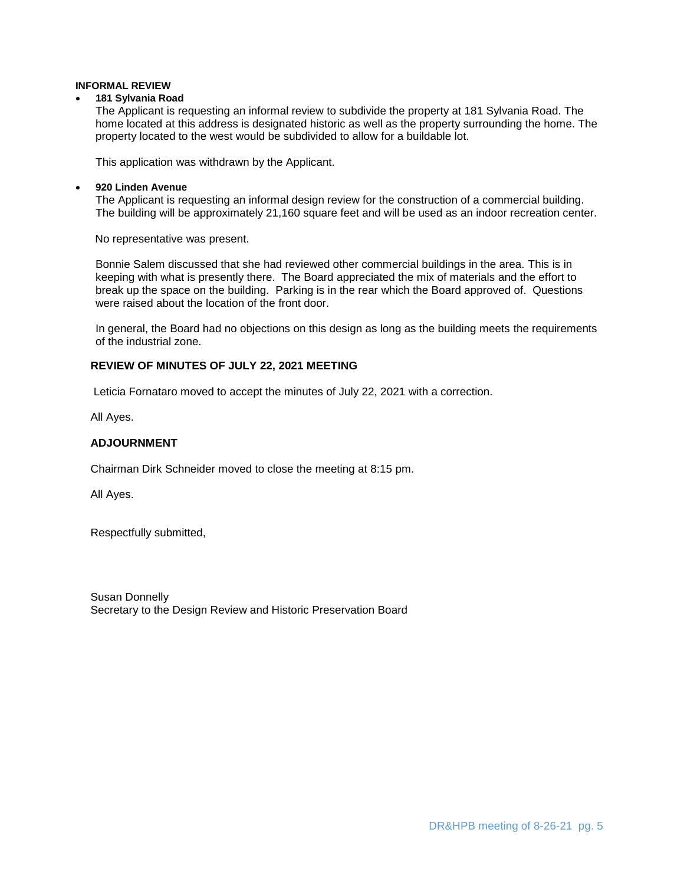**INFORMAL REVIEW**

- **181 Sylvania Road**

  The Applicant is requesting an informal review to subdivide the property at 181 Sylvania Road. The home located at this address is designated historic as well as the property surrounding the home. The property located to the west would be subdivided to allow for a buildable lot.

  This application was withdrawn by the Applicant.

- **920 Linden Avenue**

  The Applicant is requesting an informal design review for the construction of a commercial building. The building will be approximately 21,160 square feet and will be used as an indoor recreation center.

  No representative was present.

  Bonnie Salem discussed that she had reviewed other commercial buildings in the area. This is in keeping with what is presently there. The Board appreciated the mix of materials and the effort to break up the space on the building. Parking is in the rear which the Board approved of. Questions were raised about the location of the front door.

  In general, the Board had no objections on this design as long as the building meets the requirements of the industrial zone.

**REVIEW OF MINUTES OF JULY 22, 2021 MEETING**

Leticia Fornataro moved to accept the minutes of July 22, 2021 with a correction.

All Ayes.

**ADJOURNMENT**

Chairman Dirk Schneider moved to close the meeting at 8:15 pm.

All Ayes.

Respectfully submitted,

Susan Donnelly
Secretary to the Design Review and Historic Preservation Board